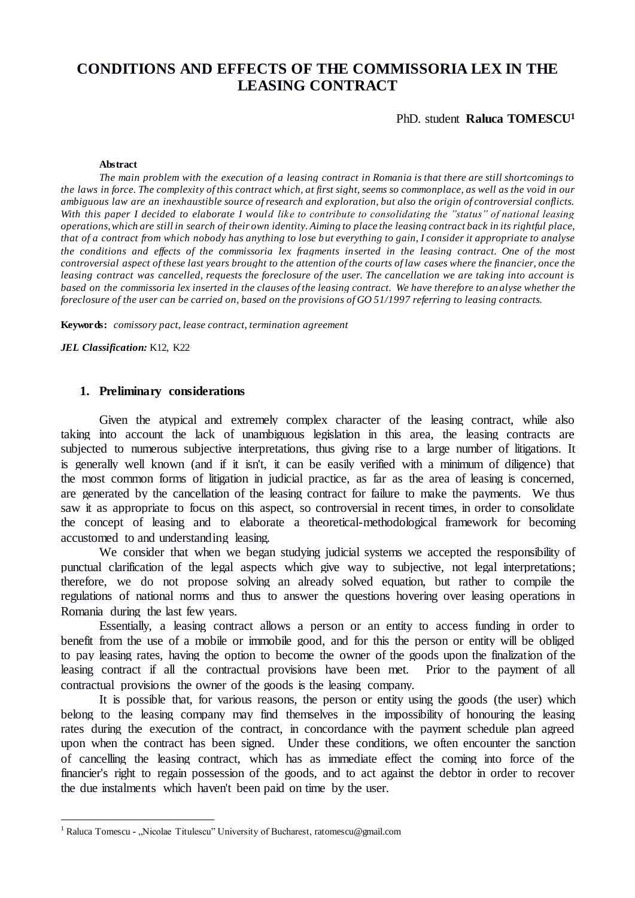# CONDITIONS AND EFFECTS OF THE COMMISSORIA LEX IN THE LEASING CONTRACT

PhD. student **Raluca TOMESCU**[1]

**Abstract**

*The main problem with the execution of a leasing contract in Romania is that there are still shortcomings to the laws in force. The complexity of this contract which, at first sight, seems so commonplace, as well as the void in our ambiguous law are an inexhaustible source of research and exploration, but also the origin of controversial conflicts. With this paper I decided to elaborate I would like to contribute to consolidating the "status" of national leasing operations, which are still in search of their own identity. Aiming to place the leasing contract back in its rightful place, that of a contract from which nobody has anything to lose but everything to gain, I consider it appropriate to analyse the conditions and effects of the commissoria lex fragments inserted in the leasing contract. One of the most controversial aspect of these last years brought to the attention of the courts of law cases where the financier, once the leasing contract was cancelled, requests the foreclosure of the user. The cancellation we are taking into account is based on the commissoria lex inserted in the clauses of the leasing contract. We have therefore to analyse whether the foreclosure of the user can be carried on, based on the provisions of GO 51/1997 referring to leasing contracts.*

**Keywords:** *comissory pact, lease contract, termination agreement*

***JEL Classification:*** K12, K22

## 1. Preliminary considerations

Given the atypical and extremely complex character of the leasing contract, while also taking into account the lack of unambiguous legislation in this area, the leasing contracts are subjected to numerous subjective interpretations, thus giving rise to a large number of litigations. It is generally well known (and if it isn't, it can be easily verified with a minimum of diligence) that the most common forms of litigation in judicial practice, as far as the area of leasing is concerned, are generated by the cancellation of the leasing contract for failure to make the payments. We thus saw it as appropriate to focus on this aspect, so controversial in recent times, in order to consolidate the concept of leasing and to elaborate a theoretical-methodological framework for becoming accustomed to and understanding leasing.

We consider that when we began studying judicial systems we accepted the responsibility of punctual clarification of the legal aspects which give way to subjective, not legal interpretations; therefore, we do not propose solving an already solved equation, but rather to compile the regulations of national norms and thus to answer the questions hovering over leasing operations in Romania during the last few years.

Essentially, a leasing contract allows a person or an entity to access funding in order to benefit from the use of a mobile or immobile good, and for this the person or entity will be obliged to pay leasing rates, having the option to become the owner of the goods upon the finalization of the leasing contract if all the contractual provisions have been met. Prior to the payment of all contractual provisions the owner of the goods is the leasing company.

It is possible that, for various reasons, the person or entity using the goods (the user) which belong to the leasing company may find themselves in the impossibility of honouring the leasing rates during the execution of the contract, in concordance with the payment schedule plan agreed upon when the contract has been signed. Under these conditions, we often encounter the sanction of cancelling the leasing contract, which has as immediate effect the coming into force of the financier's right to regain possession of the goods, and to act against the debtor in order to recover the due instalments which haven't been paid on time by the user.

---

[1] Raluca Tomescu - „Nicolae Titulescu" University of Bucharest, ratomescu@gmail.com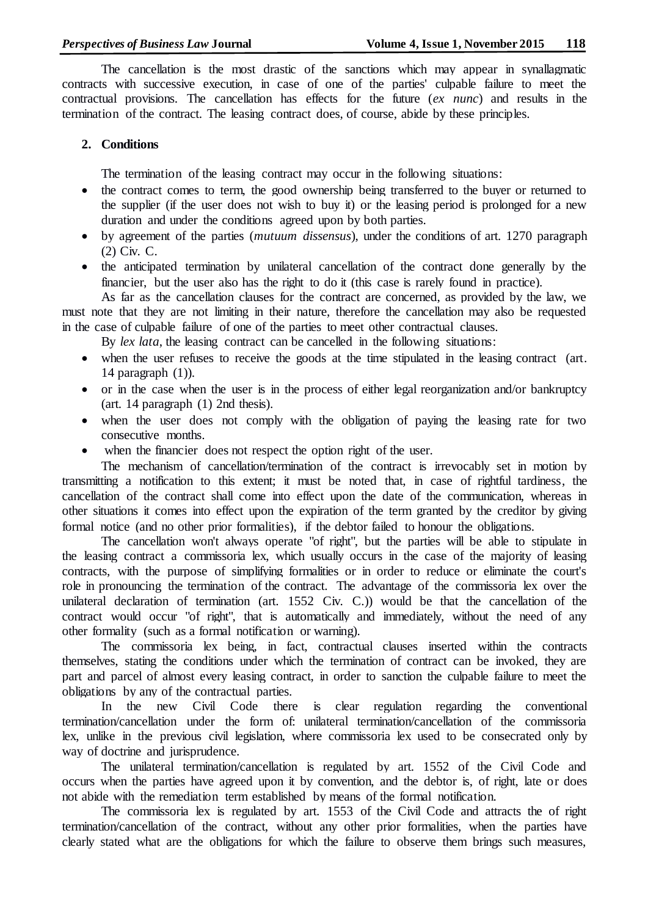The cancellation is the most drastic of the sanctions which may appear in synallagmatic contracts with successive execution, in case of one of the parties' culpable failure to meet the contractual provisions. The cancellation has effects for the future (*ex nunc*) and results in the termination of the contract. The leasing contract does, of course, abide by these principles.

## 2. Conditions

The termination of the leasing contract may occur in the following situations:

- the contract comes to term, the good ownership being transferred to the buyer or returned to the supplier (if the user does not wish to buy it) or the leasing period is prolonged for a new duration and under the conditions agreed upon by both parties.
- by agreement of the parties (*mutuum dissensus*), under the conditions of art. 1270 paragraph (2) Civ. C.
- the anticipated termination by unilateral cancellation of the contract done generally by the financier, but the user also has the right to do it (this case is rarely found in practice).

As far as the cancellation clauses for the contract are concerned, as provided by the law, we must note that they are not limiting in their nature, therefore the cancellation may also be requested in the case of culpable failure of one of the parties to meet other contractual clauses.

By *lex lata*, the leasing contract can be cancelled in the following situations:

- when the user refuses to receive the goods at the time stipulated in the leasing contract (art. 14 paragraph (1)).
- or in the case when the user is in the process of either legal reorganization and/or bankruptcy (art. 14 paragraph (1) 2nd thesis).
- when the user does not comply with the obligation of paying the leasing rate for two consecutive months.
- when the financier does not respect the option right of the user.

The mechanism of cancellation/termination of the contract is irrevocably set in motion by transmitting a notification to this extent; it must be noted that, in case of rightful tardiness, the cancellation of the contract shall come into effect upon the date of the communication, whereas in other situations it comes into effect upon the expiration of the term granted by the creditor by giving formal notice (and no other prior formalities), if the debtor failed to honour the obligations.

The cancellation won't always operate "of right", but the parties will be able to stipulate in the leasing contract a commissoria lex, which usually occurs in the case of the majority of leasing contracts, with the purpose of simplifying formalities or in order to reduce or eliminate the court's role in pronouncing the termination of the contract. The advantage of the commissoria lex over the unilateral declaration of termination (art. 1552 Civ. C.)) would be that the cancellation of the contract would occur "of right", that is automatically and immediately, without the need of any other formality (such as a formal notification or warning).

The commissoria lex being, in fact, contractual clauses inserted within the contracts themselves, stating the conditions under which the termination of contract can be invoked, they are part and parcel of almost every leasing contract, in order to sanction the culpable failure to meet the obligations by any of the contractual parties.

In the new Civil Code there is clear regulation regarding the conventional termination/cancellation under the form of: unilateral termination/cancellation of the commissoria lex, unlike in the previous civil legislation, where commissoria lex used to be consecrated only by way of doctrine and jurisprudence.

The unilateral termination/cancellation is regulated by art. 1552 of the Civil Code and occurs when the parties have agreed upon it by convention, and the debtor is, of right, late or does not abide with the remediation term established by means of the formal notification.

The commissoria lex is regulated by art. 1553 of the Civil Code and attracts the of right termination/cancellation of the contract, without any other prior formalities, when the parties have clearly stated what are the obligations for which the failure to observe them brings such measures,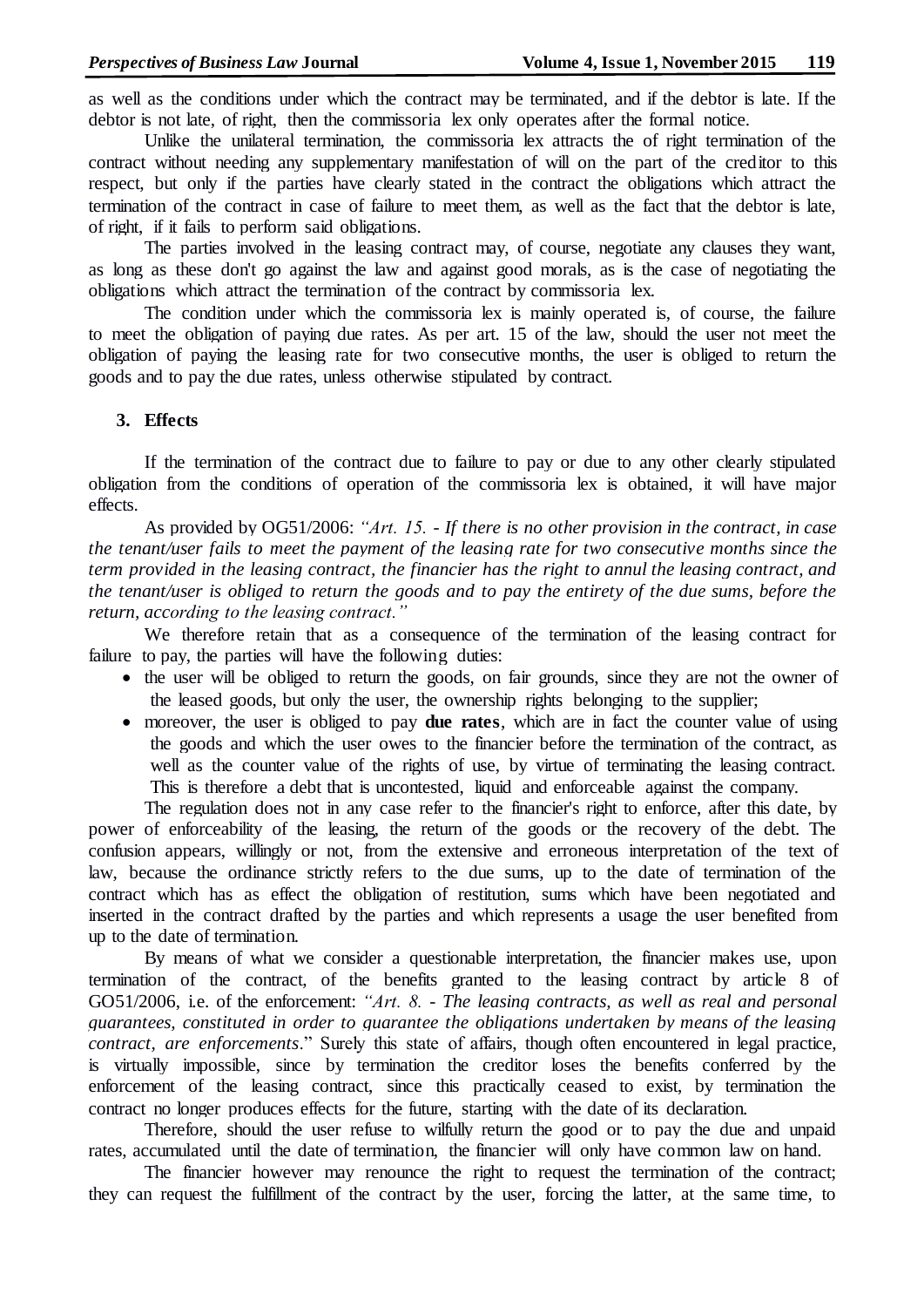as well as the conditions under which the contract may be terminated, and if the debtor is late. If the debtor is not late, of right, then the commissoria lex only operates after the formal notice.

Unlike the unilateral termination, the commissoria lex attracts the of right termination of the contract without needing any supplementary manifestation of will on the part of the creditor to this respect, but only if the parties have clearly stated in the contract the obligations which attract the termination of the contract in case of failure to meet them, as well as the fact that the debtor is late, of right, if it fails to perform said obligations.

The parties involved in the leasing contract may, of course, negotiate any clauses they want, as long as these don't go against the law and against good morals, as is the case of negotiating the obligations which attract the termination of the contract by commissoria lex.

The condition under which the commissoria lex is mainly operated is, of course, the failure to meet the obligation of paying due rates. As per art. 15 of the law, should the user not meet the obligation of paying the leasing rate for two consecutive months, the user is obliged to return the goods and to pay the due rates, unless otherwise stipulated by contract.

## 3. Effects

If the termination of the contract due to failure to pay or due to any other clearly stipulated obligation from the conditions of operation of the commissoria lex is obtained, it will have major effects.

As provided by OG51/2006: *"Art. 15. - If there is no other provision in the contract, in case the tenant/user fails to meet the payment of the leasing rate for two consecutive months since the term provided in the leasing contract, the financier has the right to annul the leasing contract, and the tenant/user is obliged to return the goods and to pay the entirety of the due sums, before the return, according to the leasing contract."*

We therefore retain that as a consequence of the termination of the leasing contract for failure to pay, the parties will have the following duties:

- the user will be obliged to return the goods, on fair grounds, since they are not the owner of the leased goods, but only the user, the ownership rights belonging to the supplier;
- moreover, the user is obliged to pay **due rates**, which are in fact the counter value of using the goods and which the user owes to the financier before the termination of the contract, as well as the counter value of the rights of use, by virtue of terminating the leasing contract. This is therefore a debt that is uncontested, liquid and enforceable against the company.

The regulation does not in any case refer to the financier's right to enforce, after this date, by power of enforceability of the leasing, the return of the goods or the recovery of the debt. The confusion appears, willingly or not, from the extensive and erroneous interpretation of the text of law, because the ordinance strictly refers to the due sums, up to the date of termination of the contract which has as effect the obligation of restitution, sums which have been negotiated and inserted in the contract drafted by the parties and which represents a usage the user benefited from up to the date of termination.

By means of what we consider a questionable interpretation, the financier makes use, upon termination of the contract, of the benefits granted to the leasing contract by article 8 of GO51/2006, i.e. of the enforcement: *"Art. 8. - The leasing contracts, as well as real and personal guarantees, constituted in order to guarantee the obligations undertaken by means of the leasing contract, are enforcements*." Surely this state of affairs, though often encountered in legal practice, is virtually impossible, since by termination the creditor loses the benefits conferred by the enforcement of the leasing contract, since this practically ceased to exist, by termination the contract no longer produces effects for the future, starting with the date of its declaration.

Therefore, should the user refuse to wilfully return the good or to pay the due and unpaid rates, accumulated until the date of termination, the financier will only have common law on hand.

The financier however may renounce the right to request the termination of the contract; they can request the fulfillment of the contract by the user, forcing the latter, at the same time, to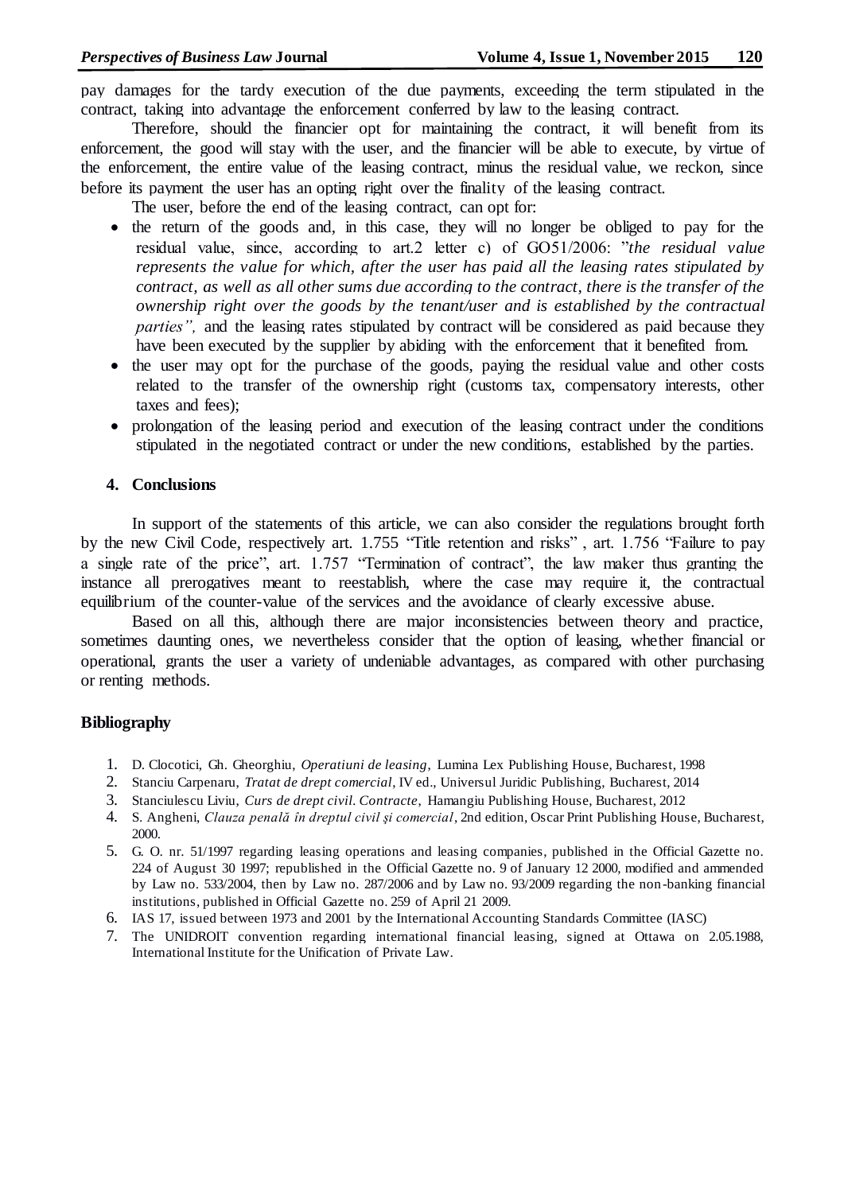pay damages for the tardy execution of the due payments, exceeding the term stipulated in the contract, taking into advantage the enforcement conferred by law to the leasing contract.

Therefore, should the financier opt for maintaining the contract, it will benefit from its enforcement, the good will stay with the user, and the financier will be able to execute, by virtue of the enforcement, the entire value of the leasing contract, minus the residual value, we reckon, since before its payment the user has an opting right over the finality of the leasing contract.

The user, before the end of the leasing contract, can opt for:

- the return of the goods and, in this case, they will no longer be obliged to pay for the residual value, since, according to art.2 letter c) of GO51/2006: "*the residual value represents the value for which, after the user has paid all the leasing rates stipulated by contract, as well as all other sums due according to the contract, there is the transfer of the ownership right over the goods by the tenant/user and is established by the contractual parties",* and the leasing rates stipulated by contract will be considered as paid because they have been executed by the supplier by abiding with the enforcement that it benefited from.
- the user may opt for the purchase of the goods, paying the residual value and other costs related to the transfer of the ownership right (customs tax, compensatory interests, other taxes and fees);
- prolongation of the leasing period and execution of the leasing contract under the conditions stipulated in the negotiated contract or under the new conditions, established by the parties.

## 4. Conclusions

In support of the statements of this article, we can also consider the regulations brought forth by the new Civil Code, respectively art. 1.755 "Title retention and risks" , art. 1.756 "Failure to pay a single rate of the price", art. 1.757 "Termination of contract", the law maker thus granting the instance all prerogatives meant to reestablish, where the case may require it, the contractual equilibrium of the counter-value of the services and the avoidance of clearly excessive abuse.

Based on all this, although there are major inconsistencies between theory and practice, sometimes daunting ones, we nevertheless consider that the option of leasing, whether financial or operational, grants the user a variety of undeniable advantages, as compared with other purchasing or renting methods.

## Bibliography

1. D. Clocotici, Gh. Gheorghiu, *Operatiuni de leasing*, Lumina Lex Publishing House, Bucharest, 1998
2. Stanciu Carpenaru, *Tratat de drept comercial*, IV ed., Universul Juridic Publishing, Bucharest, 2014
3. Stanciulescu Liviu, *Curs de drept civil. Contracte,* Hamangiu Publishing House, Bucharest, 2012
4. S. Angheni, *Clauza penală în dreptul civil şi comercial*, 2nd edition, Oscar Print Publishing House, Bucharest, 2000.
5. G. O. nr. 51/1997 regarding leasing operations and leasing companies, published in the Official Gazette no. 224 of August 30 1997; republished in the Official Gazette no. 9 of January 12 2000, modified and ammended by Law no. 533/2004, then by Law no. 287/2006 and by Law no. 93/2009 regarding the non-banking financial institutions, published in Official Gazette no. 259 of April 21 2009.
6. IAS 17, issued between 1973 and 2001 by the International Accounting Standards Committee (IASC)
7. The UNIDROIT convention regarding international financial leasing, signed at Ottawa on 2.05.1988, International Institute for the Unification of Private Law.